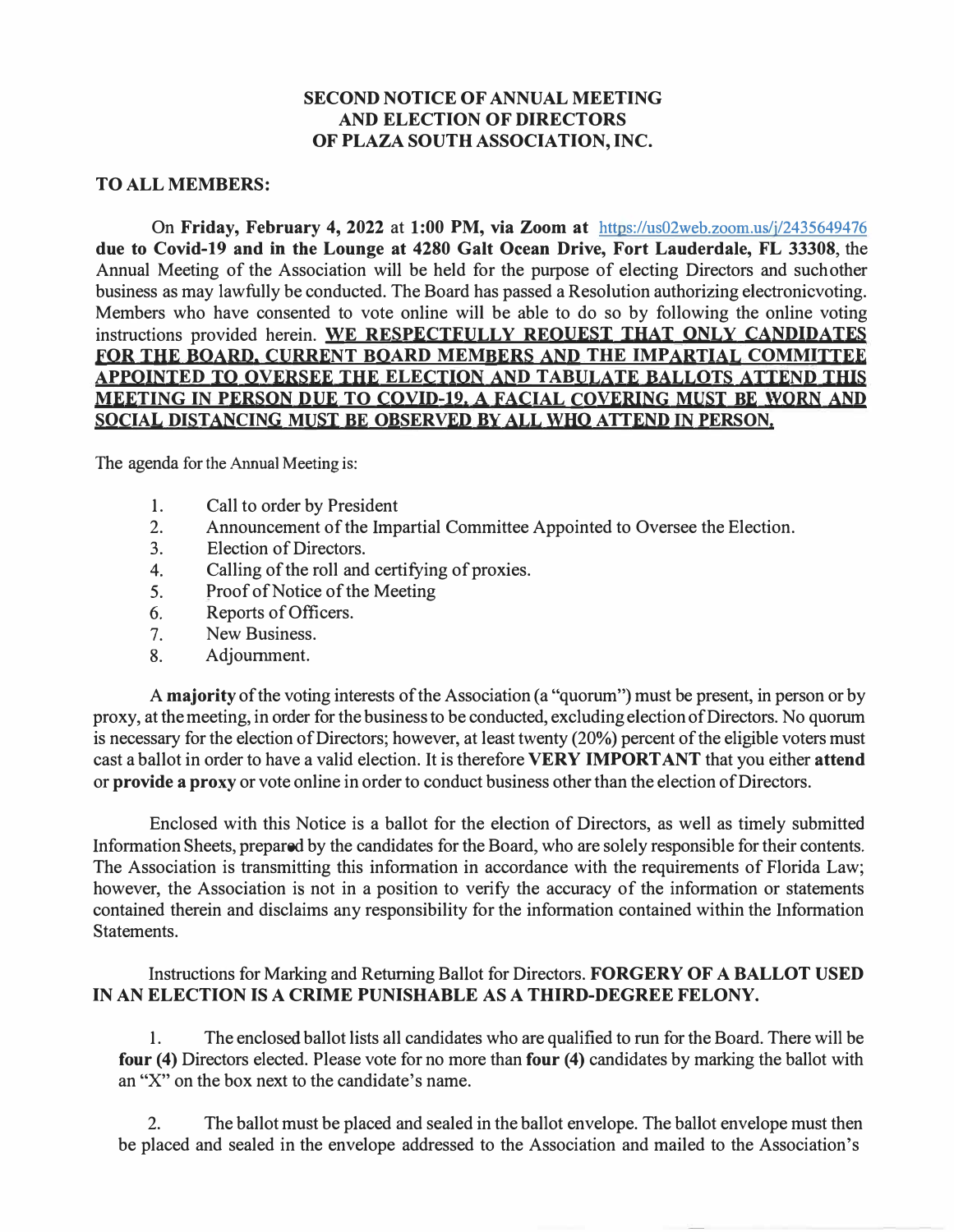# SECOND NOTICE OF ANNUAL MEETING AND ELECTION OF DIRECTORS OF PLAZA SOUTH ASSOCIATION, INC.

**TO ALL MEMBERS:**

On **Friday, February 4, 2022** at **1:00 PM, via Zoom at** https://us02web.zoom.us/j/2435649476 **due to Covid-19 and in the Lounge at 4280 Galt Ocean Drive, Fort Lauderdale, FL 33308**, the Annual Meeting of the Association will be held for the purpose of electing Directors and such other business as may lawfully be conducted. The Board has passed a Resolution authorizing electronic voting. Members who have consented to vote online will be able to do so by following the online voting instructions provided herein. **WE RESPECTFULLY REQUEST THAT ONLY CANDIDATES FOR THE BOARD, CURRENT BOARD MEMBERS AND THE IMPARTIAL COMMITTEE APPOINTED TO OVERSEE THE ELECTION AND TABULATE BALLOTS ATTEND THIS MEETING IN PERSON DUE TO COVID-19. A FACIAL COVERING MUST BE WORN AND SOCIAL DISTANCING MUST BE OBSERVED BY ALL WHO ATTEND IN PERSON.**

The agenda for the Annual Meeting is:

1. Call to order by President
2. Announcement of the Impartial Committee Appointed to Oversee the Election.
3. Election of Directors.
4. Calling of the roll and certifying of proxies.
5. Proof of Notice of the Meeting
6. Reports of Officers.
7. New Business.
8. Adjournment.

A **majority** of the voting interests of the Association (a "quorum") must be present, in person or by proxy, at the meeting, in order for the business to be conducted, excluding election of Directors. No quorum is necessary for the election of Directors; however, at least twenty (20%) percent of the eligible voters must cast a ballot in order to have a valid election. It is therefore **VERY IMPORTANT** that you either **attend** or **provide a proxy** or vote online in order to conduct business other than the election of Directors.

Enclosed with this Notice is a ballot for the election of Directors, as well as timely submitted Information Sheets, prepared by the candidates for the Board, who are solely responsible for their contents. The Association is transmitting this information in accordance with the requirements of Florida Law; however, the Association is not in a position to verify the accuracy of the information or statements contained therein and disclaims any responsibility for the information contained within the Information Statements.

Instructions for Marking and Returning Ballot for Directors. **FORGERY OF A BALLOT USED IN AN ELECTION IS A CRIME PUNISHABLE AS A THIRD-DEGREE FELONY.**

1. The enclosed ballot lists all candidates who are qualified to run for the Board. There will be **four (4)** Directors elected. Please vote for no more than **four (4)** candidates by marking the ballot with an "X" on the box next to the candidate's name.

2. The ballot must be placed and sealed in the ballot envelope. The ballot envelope must then be placed and sealed in the envelope addressed to the Association and mailed to the Association's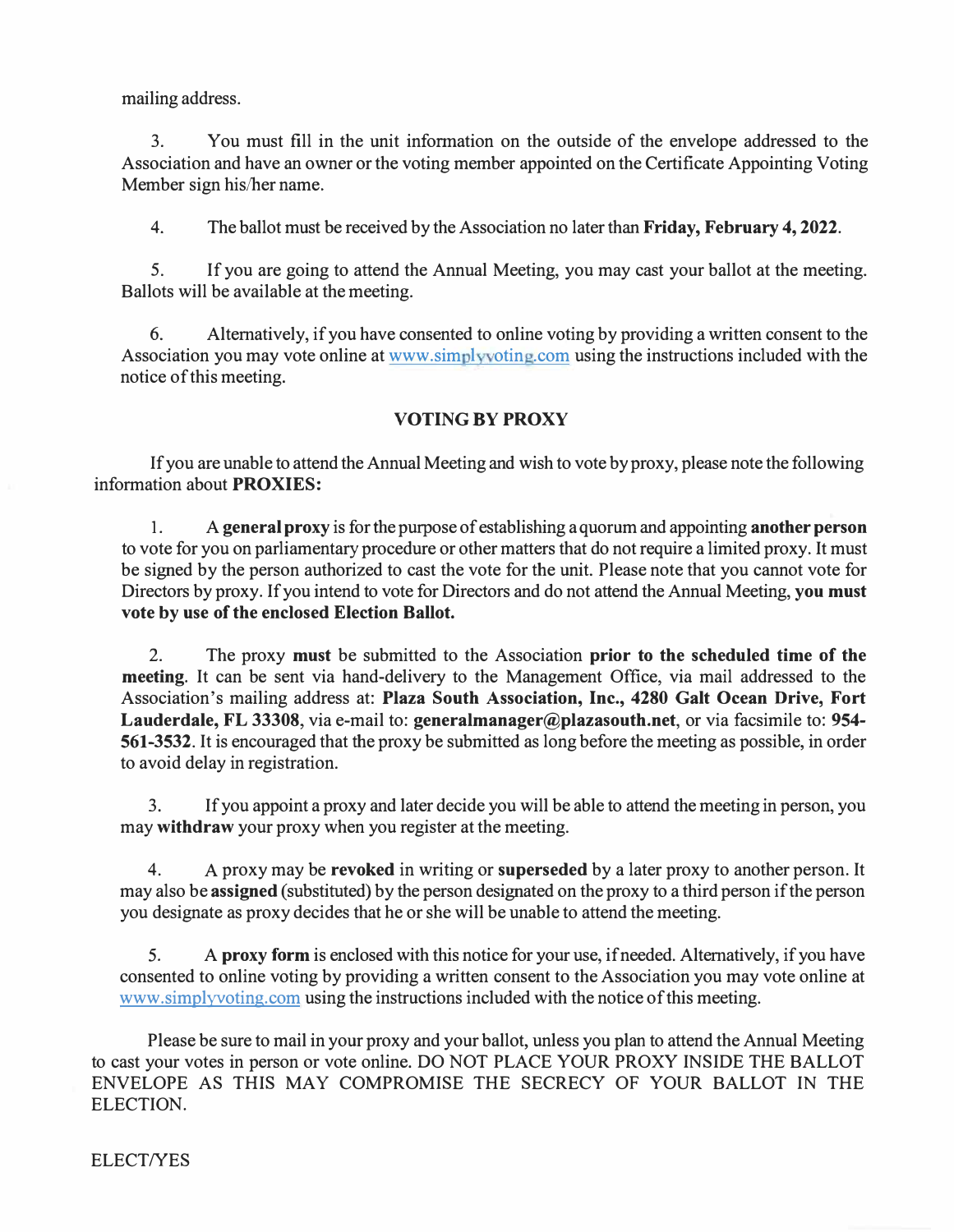mailing address.

3. You must fill in the unit information on the outside of the envelope addressed to the Association and have an owner or the voting member appointed on the Certificate Appointing Voting Member sign his/her name.

4. The ballot must be received by the Association no later than **Friday, February 4, 2022**.

5. If you are going to attend the Annual Meeting, you may cast your ballot at the meeting. Ballots will be available at the meeting.

6. Alternatively, if you have consented to online voting by providing a written consent to the Association you may vote online at www.simplyvoting.com using the instructions included with the notice of this meeting.

## VOTING BY PROXY

If you are unable to attend the Annual Meeting and wish to vote by proxy, please note the following information about **PROXIES:**

1. A **general proxy** is for the purpose of establishing a quorum and appointing **another person** to vote for you on parliamentary procedure or other matters that do not require a limited proxy. It must be signed by the person authorized to cast the vote for the unit. Please note that you cannot vote for Directors by proxy. If you intend to vote for Directors and do not attend the Annual Meeting, **you must vote by use of the enclosed Election Ballot.**

2. The proxy **must** be submitted to the Association **prior to the scheduled time of the meeting**. It can be sent via hand-delivery to the Management Office, via mail addressed to the Association's mailing address at: **Plaza South Association, Inc., 4280 Galt Ocean Drive, Fort Lauderdale, FL 33308**, via e-mail to: **generalmanager@plazasouth.net**, or via facsimile to: **954-561-3532**. It is encouraged that the proxy be submitted as long before the meeting as possible, in order to avoid delay in registration.

3. If you appoint a proxy and later decide you will be able to attend the meeting in person, you may **withdraw** your proxy when you register at the meeting.

4. A proxy may be **revoked** in writing or **superseded** by a later proxy to another person. It may also be **assigned** (substituted) by the person designated on the proxy to a third person if the person you designate as proxy decides that he or she will be unable to attend the meeting.

5. A **proxy form** is enclosed with this notice for your use, if needed. Alternatively, if you have consented to online voting by providing a written consent to the Association you may vote online at www.simplyvoting.com using the instructions included with the notice of this meeting.

Please be sure to mail in your proxy and your ballot, unless you plan to attend the Annual Meeting to cast your votes in person or vote online. DO NOT PLACE YOUR PROXY INSIDE THE BALLOT ENVELOPE AS THIS MAY COMPROMISE THE SECRECY OF YOUR BALLOT IN THE ELECTION.

ELECT/YES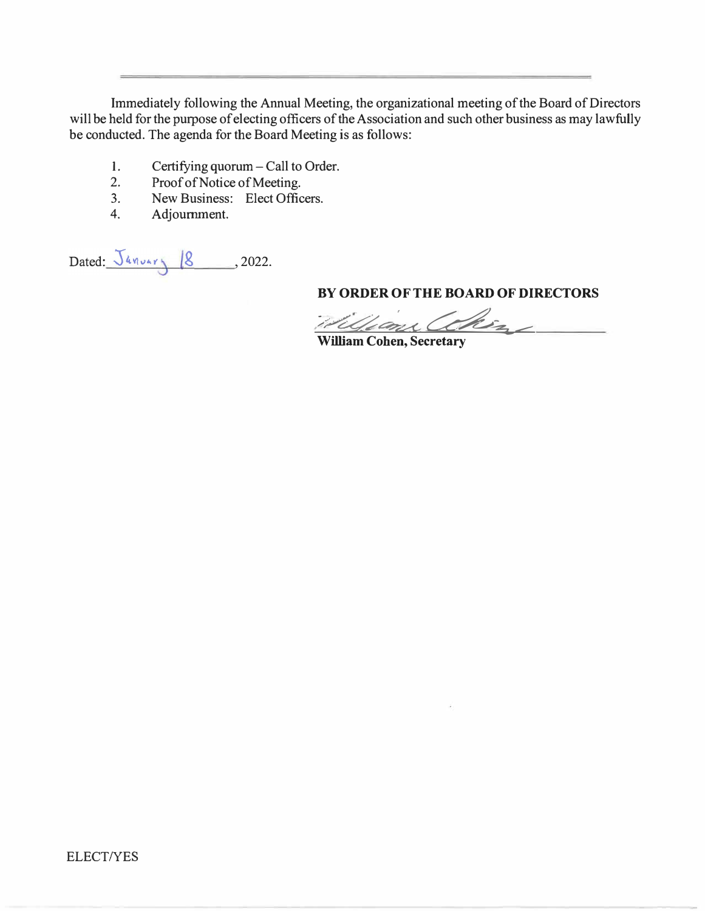---

Immediately following the Annual Meeting, the organizational meeting of the Board of Directors will be held for the purpose of electing officers of the Association and such other business as may lawfully be conducted. The agenda for the Board Meeting is as follows:

1. Certifying quorum – Call to Order.
2. Proof of Notice of Meeting.
3. New Business: Elect Officers.
4. Adjournment.

Dated: January 18, 2022.

**BY ORDER OF THE BOARD OF DIRECTORS**

William Cohen

**William Cohen, Secretary**

ELECT/YES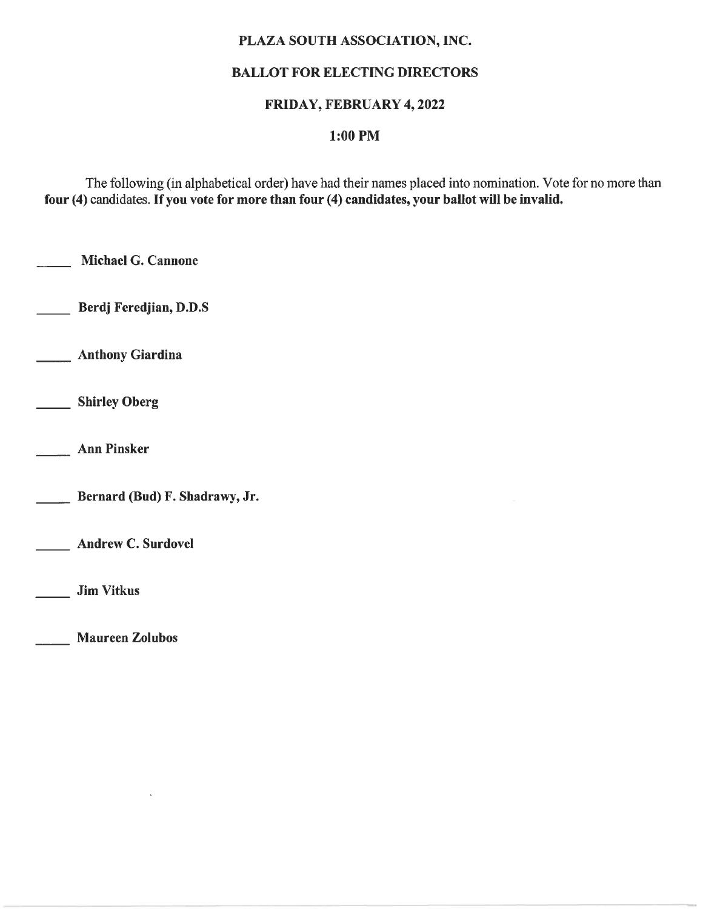**PLAZA SOUTH ASSOCIATION, INC.**

**BALLOT FOR ELECTING DIRECTORS**

**FRIDAY, FEBRUARY 4, 2022**

**1:00 PM**

The following (in alphabetical order) have had their names placed into nomination. Vote for no more than **four (4)** candidates. **If you vote for more than four (4) candidates, your ballot will be invalid.**

_____ **Michael G. Cannone**

_____ **Berdj Feredjian, D.D.S**

_____ **Anthony Giardina**

_____ **Shirley Oberg**

_____ **Ann Pinsker**

_____ **Bernard (Bud) F. Shadrawy, Jr.**

_____ **Andrew C. Surdovel**

_____ **Jim Vitkus**

_____ **Maureen Zolubos**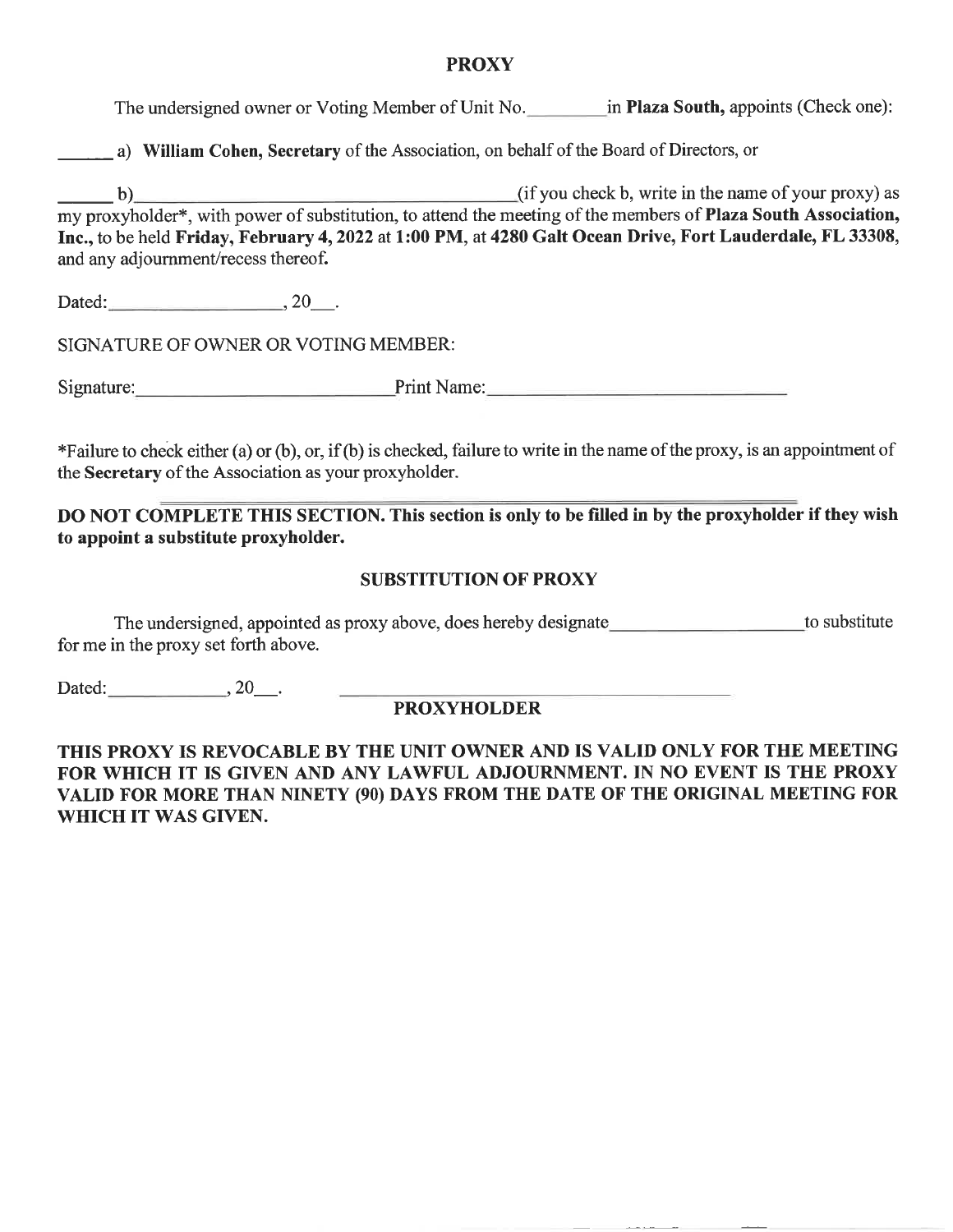# PROXY

The undersigned owner or Voting Member of Unit No.________ in **Plaza South,** appoints (Check one):

______ a) **William Cohen, Secretary** of the Association, on behalf of the Board of Directors, or

______ b)________________________________________(if you check b, write in the name of your proxy) as my proxyholder*, with power of substitution, to attend the meeting of the members of **Plaza South Association, Inc.,** to be held **Friday, February 4, 2022** at **1:00 PM**, at **4280 Galt Ocean Drive, Fort Lauderdale, FL 33308**, and any adjournment/recess thereof.

Dated:__________________, 20___.

SIGNATURE OF OWNER OR VOTING MEMBER:

Signature:__________________________ Print Name:______________________________

*Failure to check either (a) or (b), or, if (b) is checked, failure to write in the name of the proxy, is an appointment of the **Secretary** of the Association as your proxyholder.

**DO NOT COMPLETE THIS SECTION. This section is only to be filled in by the proxyholder if they wish to appoint a substitute proxyholder.**

## SUBSTITUTION OF PROXY

The undersigned, appointed as proxy above, does hereby designate____________________ to substitute for me in the proxy set forth above.

Dated:_____________, 20___.                ________________________________________

**PROXYHOLDER**

**THIS PROXY IS REVOCABLE BY THE UNIT OWNER AND IS VALID ONLY FOR THE MEETING FOR WHICH IT IS GIVEN AND ANY LAWFUL ADJOURNMENT. IN NO EVENT IS THE PROXY VALID FOR MORE THAN NINETY (90) DAYS FROM THE DATE OF THE ORIGINAL MEETING FOR WHICH IT WAS GIVEN.**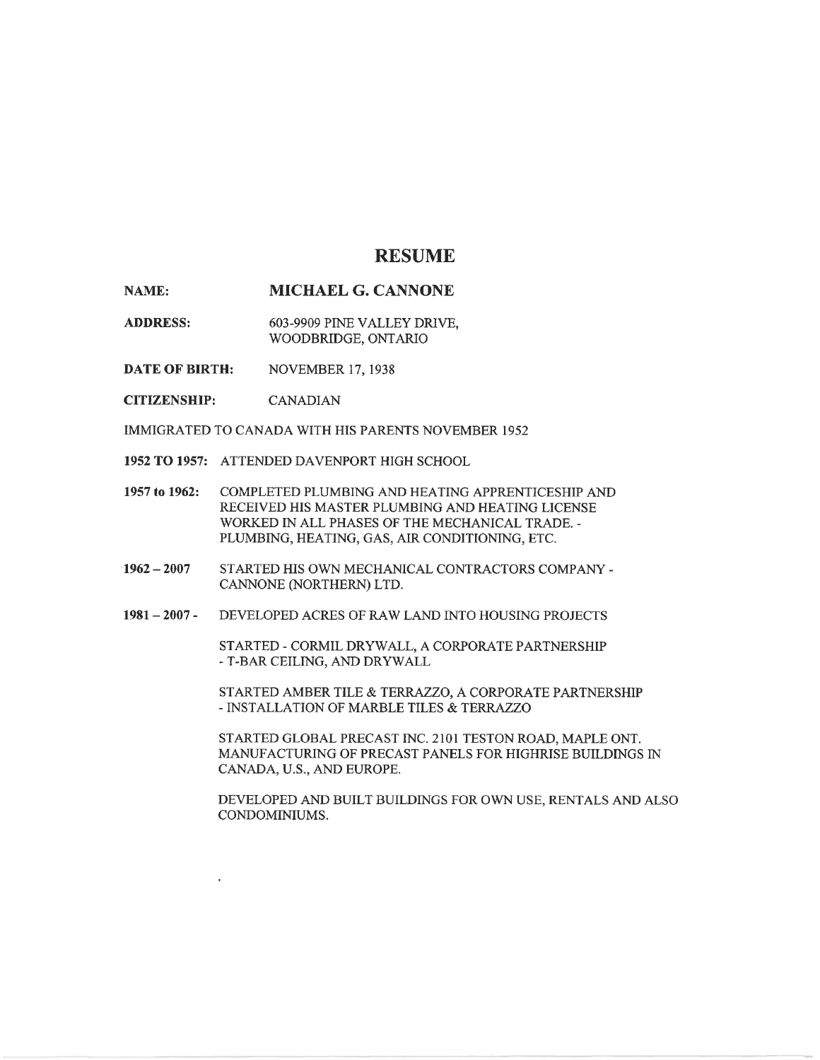# RESUME

**NAME:** **MICHAEL G. CANNONE**

**ADDRESS:** 603-9909 PINE VALLEY DRIVE, WOODBRIDGE, ONTARIO

**DATE OF BIRTH:** NOVEMBER 17, 1938

**CITIZENSHIP:** CANADIAN

IMMIGRATED TO CANADA WITH HIS PARENTS NOVEMBER 1952

**1952 TO 1957:** ATTENDED DAVENPORT HIGH SCHOOL

**1957 to 1962:** COMPLETED PLUMBING AND HEATING APPRENTICESHIP AND RECEIVED HIS MASTER PLUMBING AND HEATING LICENSE WORKED IN ALL PHASES OF THE MECHANICAL TRADE. - PLUMBING, HEATING, GAS, AIR CONDITIONING, ETC.

**1962 – 2007** STARTED HIS OWN MECHANICAL CONTRACTORS COMPANY - CANNONE (NORTHERN) LTD.

**1981 – 2007 -** DEVELOPED ACRES OF RAW LAND INTO HOUSING PROJECTS

STARTED - CORMIL DRYWALL, A CORPORATE PARTNERSHIP - T-BAR CEILING, AND DRYWALL

STARTED AMBER TILE & TERRAZZO, A CORPORATE PARTNERSHIP - INSTALLATION OF MARBLE TILES & TERRAZZO

STARTED GLOBAL PRECAST INC. 2101 TESTON ROAD, MAPLE ONT. MANUFACTURING OF PRECAST PANELS FOR HIGHRISE BUILDINGS IN CANADA, U.S., AND EUROPE.

DEVELOPED AND BUILT BUILDINGS FOR OWN USE, RENTALS AND ALSO CONDOMINIUMS.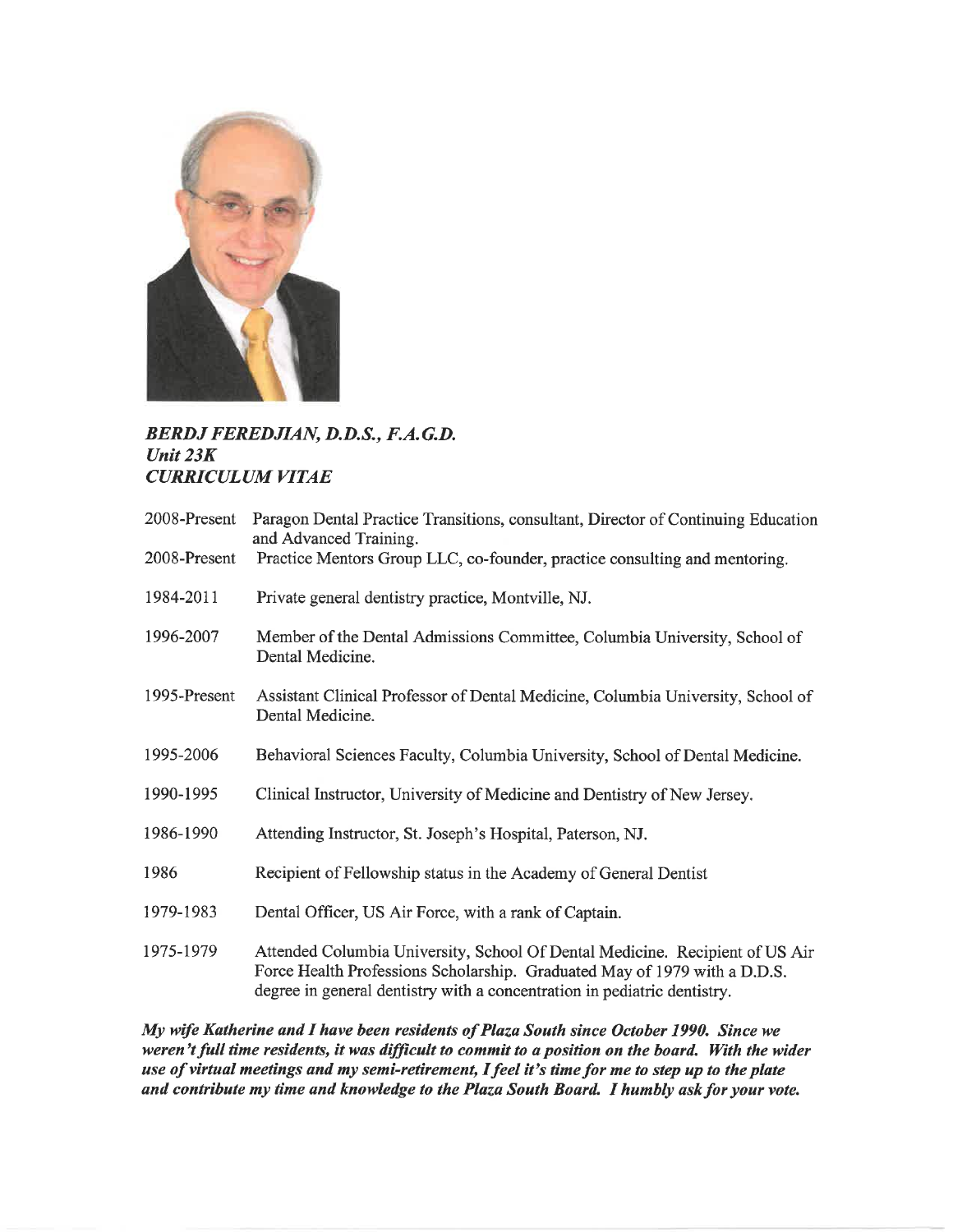***BERDJ FEREDJIAN, D.D.S., F.A.G.D.***
***Unit 23K***
***CURRICULUM VITAE***

| | |
|---|---|
| 2008-Present | Paragon Dental Practice Transitions, consultant, Director of Continuing Education and Advanced Training. |
| 2008-Present | Practice Mentors Group LLC, co-founder, practice consulting and mentoring. |
| 1984-2011 | Private general dentistry practice, Montville, NJ. |
| 1996-2007 | Member of the Dental Admissions Committee, Columbia University, School of Dental Medicine. |
| 1995-Present | Assistant Clinical Professor of Dental Medicine, Columbia University, School of Dental Medicine. |
| 1995-2006 | Behavioral Sciences Faculty, Columbia University, School of Dental Medicine. |
| 1990-1995 | Clinical Instructor, University of Medicine and Dentistry of New Jersey. |
| 1986-1990 | Attending Instructor, St. Joseph's Hospital, Paterson, NJ. |
| 1986 | Recipient of Fellowship status in the Academy of General Dentist |
| 1979-1983 | Dental Officer, US Air Force, with a rank of Captain. |
| 1975-1979 | Attended Columbia University, School Of Dental Medicine. Recipient of US Air Force Health Professions Scholarship. Graduated May of 1979 with a D.D.S. degree in general dentistry with a concentration in pediatric dentistry. |

***My wife Katherine and I have been residents of Plaza South since October 1990. Since we weren't full time residents, it was difficult to commit to a position on the board. With the wider use of virtual meetings and my semi-retirement, I feel it's time for me to step up to the plate and contribute my time and knowledge to the Plaza South Board. I humbly ask for your vote.***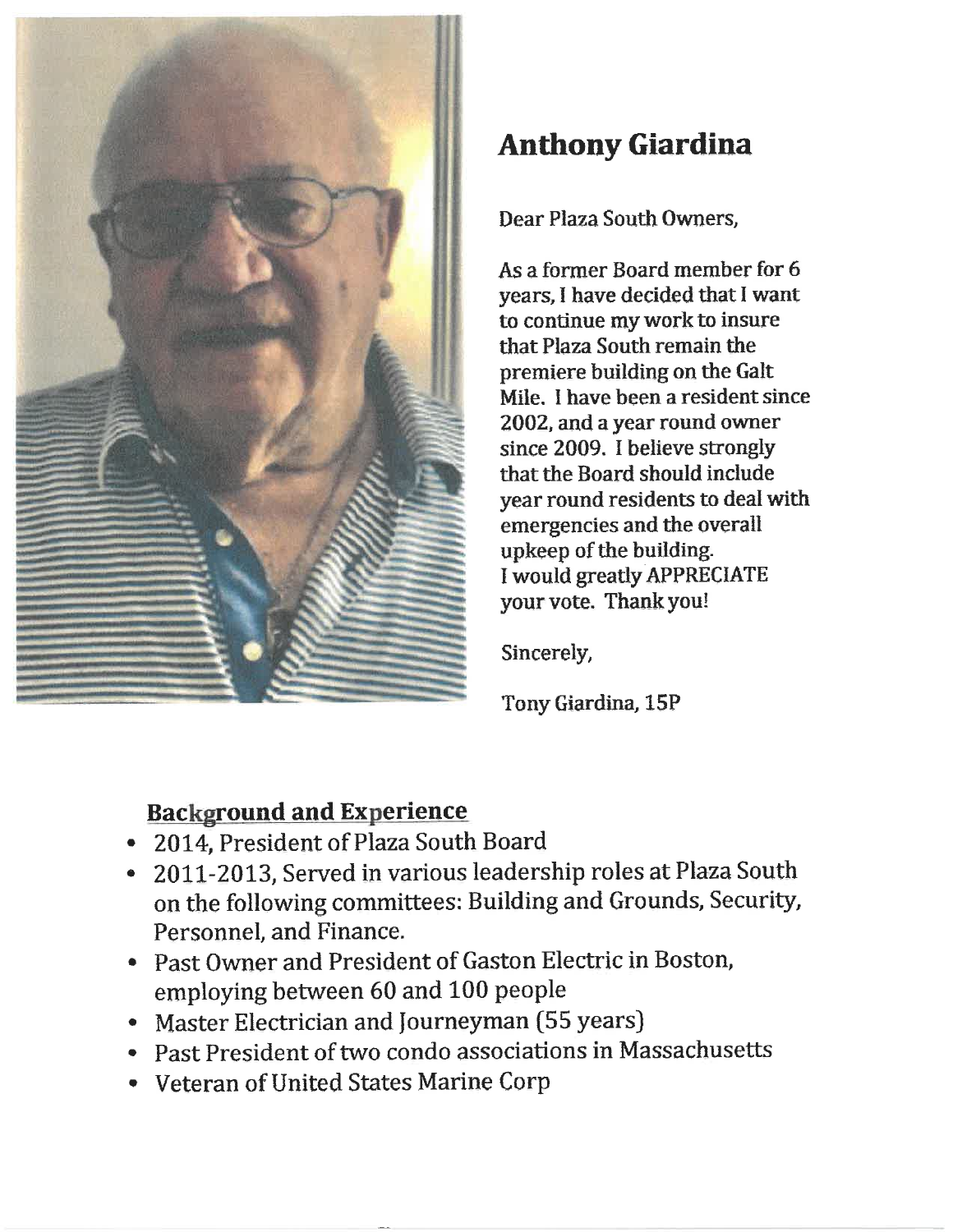# Anthony Giardina

Dear Plaza South Owners,

As a former Board member for 6 years, I have decided that I want to continue my work to insure that Plaza South remain the premiere building on the Galt Mile. I have been a resident since 2002, and a year round owner since 2009. I believe strongly that the Board should include year round residents to deal with emergencies and the overall upkeep of the building.
I would greatly APPRECIATE your vote. Thank you!

Sincerely,

Tony Giardina, 15P

## Background and Experience

- 2014, President of Plaza South Board
- 2011-2013, Served in various leadership roles at Plaza South on the following committees: Building and Grounds, Security, Personnel, and Finance.
- Past Owner and President of Gaston Electric in Boston, employing between 60 and 100 people
- Master Electrician and Journeyman (55 years)
- Past President of two condo associations in Massachusetts
- Veteran of United States Marine Corp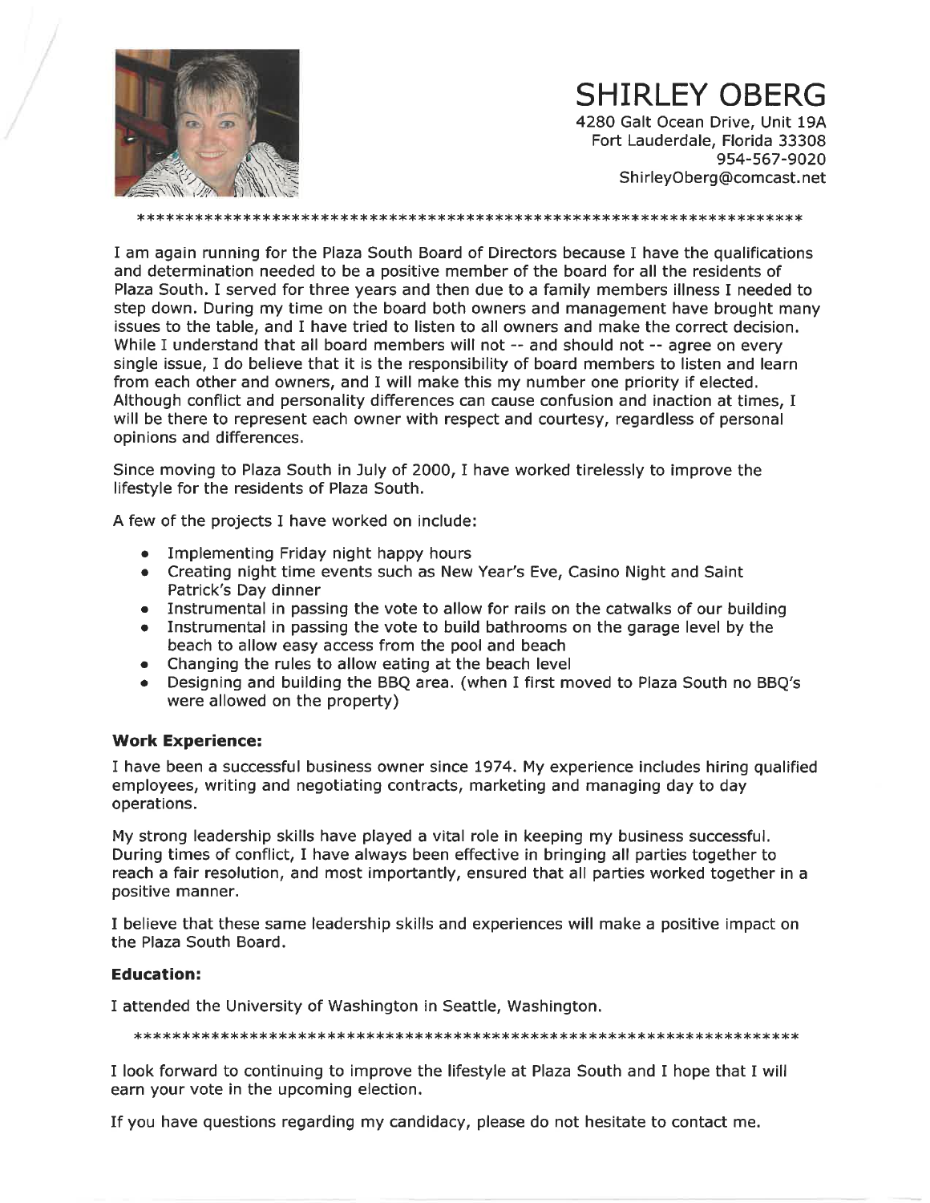# SHIRLEY OBERG

4280 Galt Ocean Drive, Unit 19A
Fort Lauderdale, Florida 33308
954-567-9020
ShirleyOberg@comcast.net

***********************************************************************

I am again running for the Plaza South Board of Directors because I have the qualifications and determination needed to be a positive member of the board for all the residents of Plaza South. I served for three years and then due to a family members illness I needed to step down. During my time on the board both owners and management have brought many issues to the table, and I have tried to listen to all owners and make the correct decision. While I understand that all board members will not -- and should not -- agree on every single issue, I do believe that it is the responsibility of board members to listen and learn from each other and owners, and I will make this my number one priority if elected. Although conflict and personality differences can cause confusion and inaction at times, I will be there to represent each owner with respect and courtesy, regardless of personal opinions and differences.

Since moving to Plaza South in July of 2000, I have worked tirelessly to improve the lifestyle for the residents of Plaza South.

A few of the projects I have worked on include:

- Implementing Friday night happy hours
- Creating night time events such as New Year's Eve, Casino Night and Saint Patrick's Day dinner
- Instrumental in passing the vote to allow for rails on the catwalks of our building
- Instrumental in passing the vote to build bathrooms on the garage level by the beach to allow easy access from the pool and beach
- Changing the rules to allow eating at the beach level
- Designing and building the BBQ area. (when I first moved to Plaza South no BBQ's were allowed on the property)

**Work Experience:**

I have been a successful business owner since 1974. My experience includes hiring qualified employees, writing and negotiating contracts, marketing and managing day to day operations.

My strong leadership skills have played a vital role in keeping my business successful. During times of conflict, I have always been effective in bringing all parties together to reach a fair resolution, and most importantly, ensured that all parties worked together in a positive manner.

I believe that these same leadership skills and experiences will make a positive impact on the Plaza South Board.

**Education:**

I attended the University of Washington in Seattle, Washington.

***********************************************************************

I look forward to continuing to improve the lifestyle at Plaza South and I hope that I will earn your vote in the upcoming election.

If you have questions regarding my candidacy, please do not hesitate to contact me.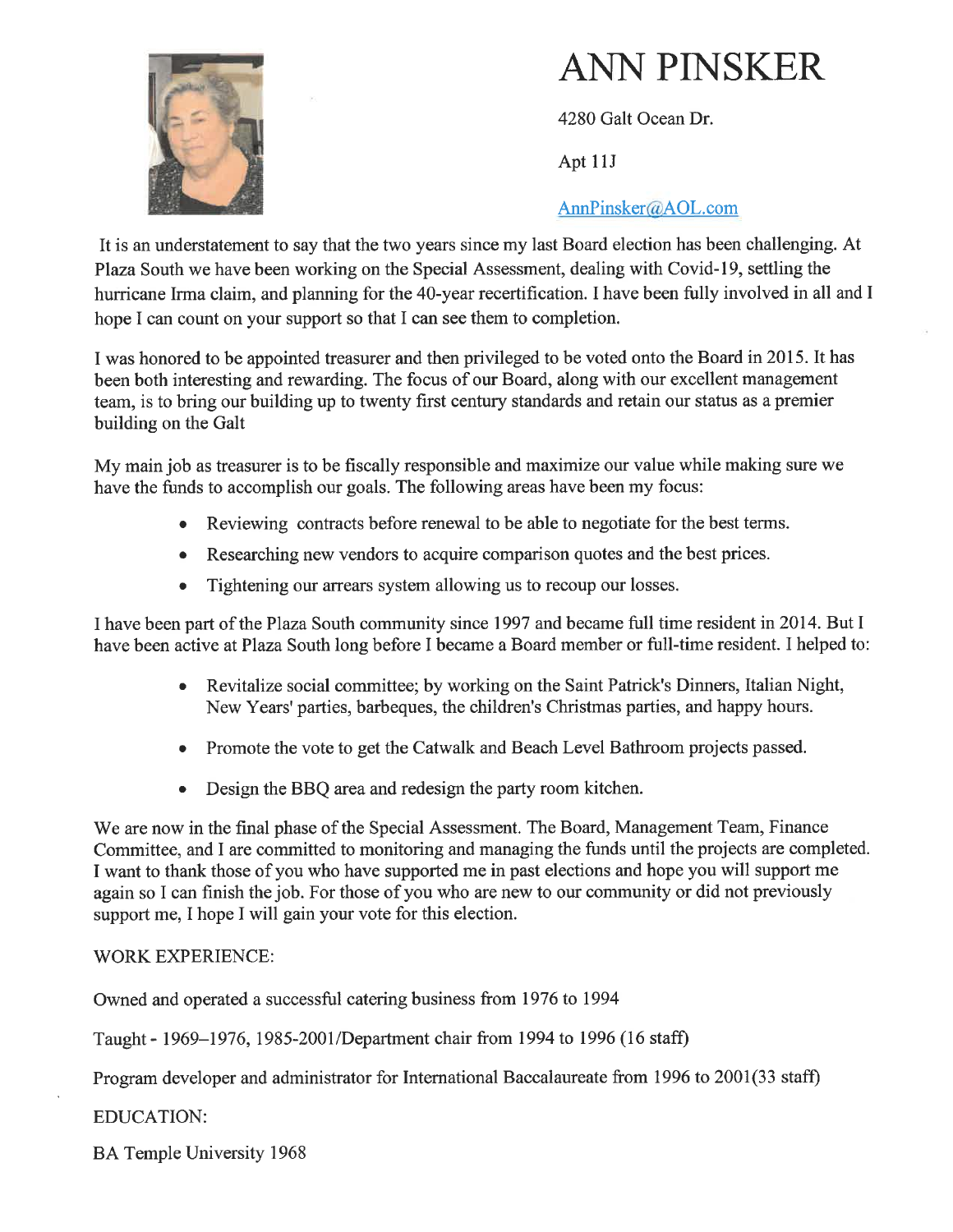# ANN PINSKER

4280 Galt Ocean Dr.

Apt 11J

AnnPinsker@AOL.com

It is an understatement to say that the two years since my last Board election has been challenging. At Plaza South we have been working on the Special Assessment, dealing with Covid-19, settling the hurricane Irma claim, and planning for the 40-year recertification. I have been fully involved in all and I hope I can count on your support so that I can see them to completion.

I was honored to be appointed treasurer and then privileged to be voted onto the Board in 2015. It has been both interesting and rewarding. The focus of our Board, along with our excellent management team, is to bring our building up to twenty first century standards and retain our status as a premier building on the Galt

My main job as treasurer is to be fiscally responsible and maximize our value while making sure we have the funds to accomplish our goals. The following areas have been my focus:

- Reviewing contracts before renewal to be able to negotiate for the best terms.
- Researching new vendors to acquire comparison quotes and the best prices.
- Tightening our arrears system allowing us to recoup our losses.

I have been part of the Plaza South community since 1997 and became full time resident in 2014. But I have been active at Plaza South long before I became a Board member or full-time resident. I helped to:

- Revitalize social committee; by working on the Saint Patrick's Dinners, Italian Night, New Years' parties, barbeques, the children's Christmas parties, and happy hours.
- Promote the vote to get the Catwalk and Beach Level Bathroom projects passed.
- Design the BBQ area and redesign the party room kitchen.

We are now in the final phase of the Special Assessment. The Board, Management Team, Finance Committee, and I are committed to monitoring and managing the funds until the projects are completed. I want to thank those of you who have supported me in past elections and hope you will support me again so I can finish the job. For those of you who are new to our community or did not previously support me, I hope I will gain your vote for this election.

WORK EXPERIENCE:

Owned and operated a successful catering business from 1976 to 1994

Taught - 1969–1976, 1985-2001/Department chair from 1994 to 1996 (16 staff)

Program developer and administrator for International Baccalaureate from 1996 to 2001(33 staff)

EDUCATION:

BA Temple University 1968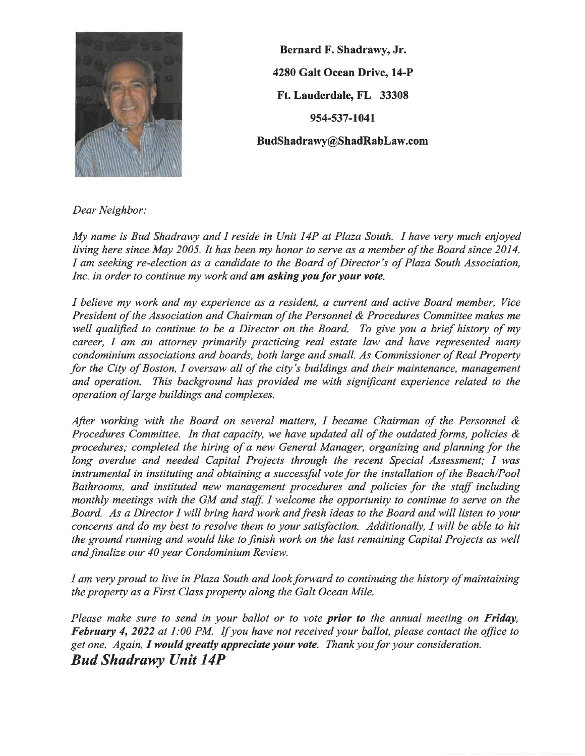**Bernard F. Shadrawy, Jr.**

**4280 Galt Ocean Drive, 14-P**

**Ft. Lauderdale, FL 33308**

**954-537-1041**

**BudShadrawy@ShadRabLaw.com**

*Dear Neighbor:*

*My name is Bud Shadrawy and I reside in Unit 14P at Plaza South. I have very much enjoyed living here since May 2005. It has been my honor to serve as a member of the Board since 2014. I am seeking re-election as a candidate to the Board of Director's of Plaza South Association, Inc. in order to continue my work and **am asking you for your vote.***

*I believe my work and my experience as a resident, a current and active Board member, Vice President of the Association and Chairman of the Personnel & Procedures Committee makes me well qualified to continue to be a Director on the Board. To give you a brief history of my career, I am an attorney primarily practicing real estate law and have represented many condominium associations and boards, both large and small. As Commissioner of Real Property for the City of Boston, I oversaw all of the city's buildings and their maintenance, management and operation. This background has provided me with significant experience related to the operation of large buildings and complexes.*

*After working with the Board on several matters, I became Chairman of the Personnel & Procedures Committee. In that capacity, we have updated all of the outdated forms, policies & procedures; completed the hiring of a new General Manager, organizing and planning for the long overdue and needed Capital Projects through the recent Special Assessment; I was instrumental in instituting and obtaining a successful vote for the installation of the Beach/Pool Bathrooms, and instituted new management procedures and policies for the staff including monthly meetings with the GM and staff. I welcome the opportunity to continue to serve on the Board. As a Director I will bring hard work and fresh ideas to the Board and will listen to your concerns and do my best to resolve them to your satisfaction. Additionally, I will be able to hit the ground running and would like to finish work on the last remaining Capital Projects as well and finalize our 40 year Condominium Review.*

*I am very proud to live in Plaza South and look forward to continuing the history of maintaining the property as a First Class property along the Galt Ocean Mile.*

*Please make sure to send in your ballot or to vote **prior to** the annual meeting on **Friday, February 4, 2022** at 1:00 PM. If you have not received your ballot, please contact the office to get one. Again, **I would greatly appreciate your vote**. Thank you for your consideration.*

***Bud Shadrawy Unit 14P***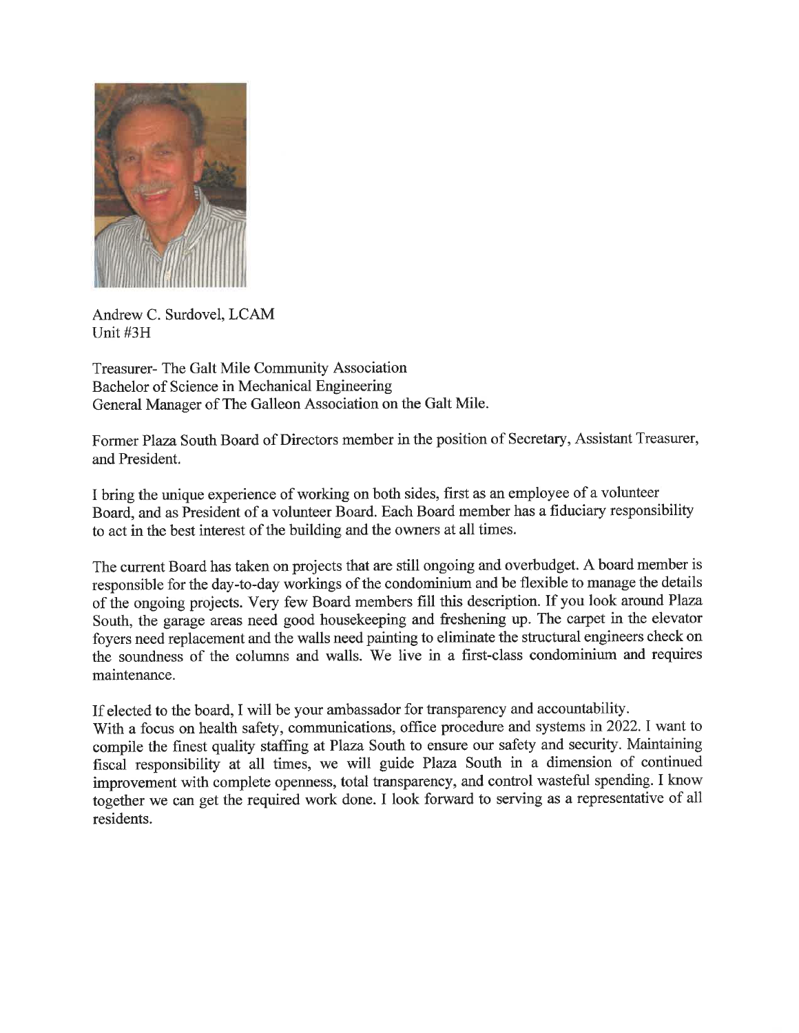Andrew C. Surdovel, LCAM
Unit #3H

Treasurer- The Galt Mile Community Association
Bachelor of Science in Mechanical Engineering
General Manager of The Galleon Association on the Galt Mile.

Former Plaza South Board of Directors member in the position of Secretary, Assistant Treasurer, and President.

I bring the unique experience of working on both sides, first as an employee of a volunteer Board, and as President of a volunteer Board. Each Board member has a fiduciary responsibility to act in the best interest of the building and the owners at all times.

The current Board has taken on projects that are still ongoing and overbudget. A board member is responsible for the day-to-day workings of the condominium and be flexible to manage the details of the ongoing projects. Very few Board members fill this description. If you look around Plaza South, the garage areas need good housekeeping and freshening up. The carpet in the elevator foyers need replacement and the walls need painting to eliminate the structural engineers check on the soundness of the columns and walls. We live in a first-class condominium and requires maintenance.

If elected to the board, I will be your ambassador for transparency and accountability.
With a focus on health safety, communications, office procedure and systems in 2022. I want to compile the finest quality staffing at Plaza South to ensure our safety and security. Maintaining fiscal responsibility at all times, we will guide Plaza South in a dimension of continued improvement with complete openness, total transparency, and control wasteful spending. I know together we can get the required work done. I look forward to serving as a representative of all residents.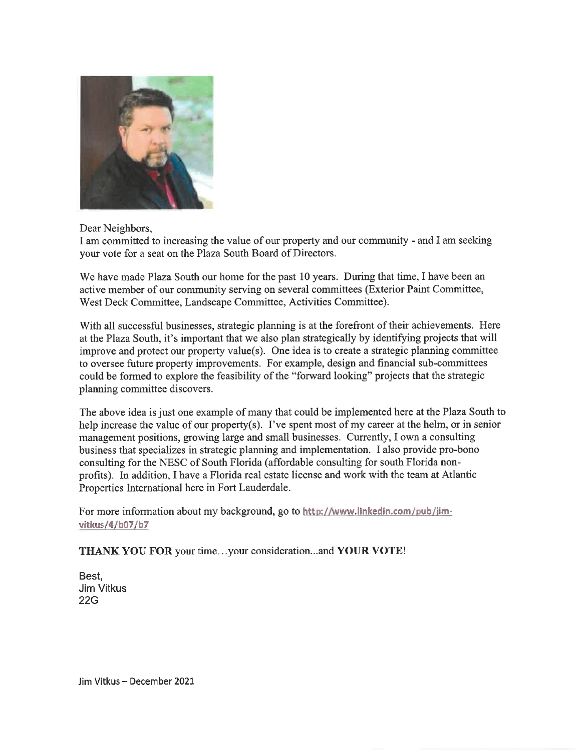Dear Neighbors,

I am committed to increasing the value of our property and our community - and I am seeking your vote for a seat on the Plaza South Board of Directors.

We have made Plaza South our home for the past 10 years. During that time, I have been an active member of our community serving on several committees (Exterior Paint Committee, West Deck Committee, Landscape Committee, Activities Committee).

With all successful businesses, strategic planning is at the forefront of their achievements. Here at the Plaza South, it's important that we also plan strategically by identifying projects that will improve and protect our property value(s). One idea is to create a strategic planning committee to oversee future property improvements. For example, design and financial sub-committees could be formed to explore the feasibility of the "forward looking" projects that the strategic planning committee discovers.

The above idea is just one example of many that could be implemented here at the Plaza South to help increase the value of our property(s). I've spent most of my career at the helm, or in senior management positions, growing large and small businesses. Currently, I own a consulting business that specializes in strategic planning and implementation. I also provide pro-bono consulting for the NESC of South Florida (affordable consulting for south Florida non-profits). In addition, I have a Florida real estate license and work with the team at Atlantic Properties International here in Fort Lauderdale.

For more information about my background, go to http://www.linkedin.com/pub/jim-vitkus/4/b07/b7

**THANK YOU FOR** your time…your consideration...and **YOUR VOTE**!

Best,
Jim Vitkus
22G

Jim Vitkus – December 2021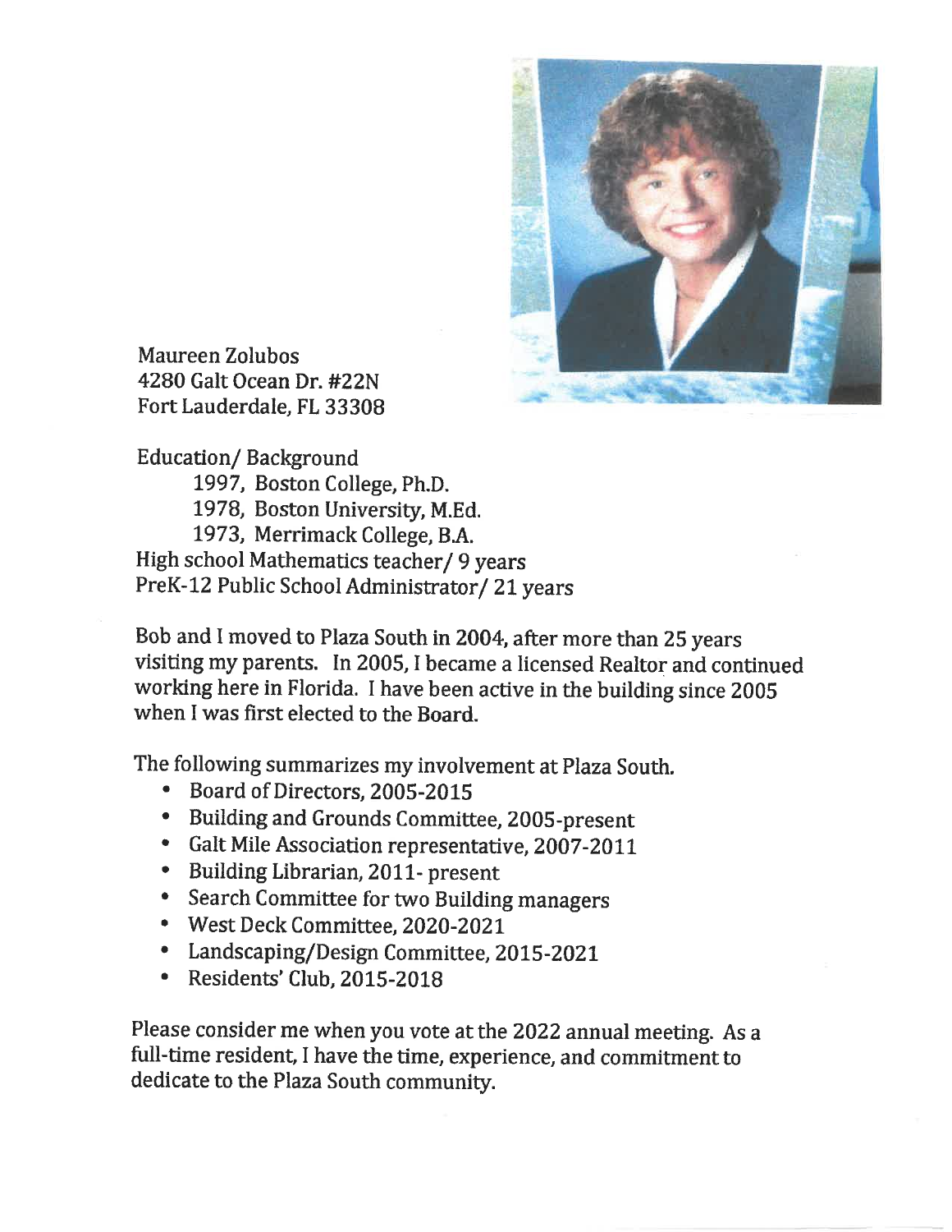Maureen Zolubos
4280 Galt Ocean Dr. #22N
Fort Lauderdale, FL 33308

Education/ Background

1997, Boston College, Ph.D.
1978, Boston University, M.Ed.
1973, Merrimack College, B.A.

High school Mathematics teacher/ 9 years
PreK-12 Public School Administrator/ 21 years

Bob and I moved to Plaza South in 2004, after more than 25 years visiting my parents. In 2005, I became a licensed Realtor and continued working here in Florida. I have been active in the building since 2005 when I was first elected to the Board.

The following summarizes my involvement at Plaza South.

- Board of Directors, 2005-2015
- Building and Grounds Committee, 2005-present
- Galt Mile Association representative, 2007-2011
- Building Librarian, 2011- present
- Search Committee for two Building managers
- West Deck Committee, 2020-2021
- Landscaping/Design Committee, 2015-2021
- Residents' Club, 2015-2018

Please consider me when you vote at the 2022 annual meeting. As a full-time resident, I have the time, experience, and commitment to dedicate to the Plaza South community.